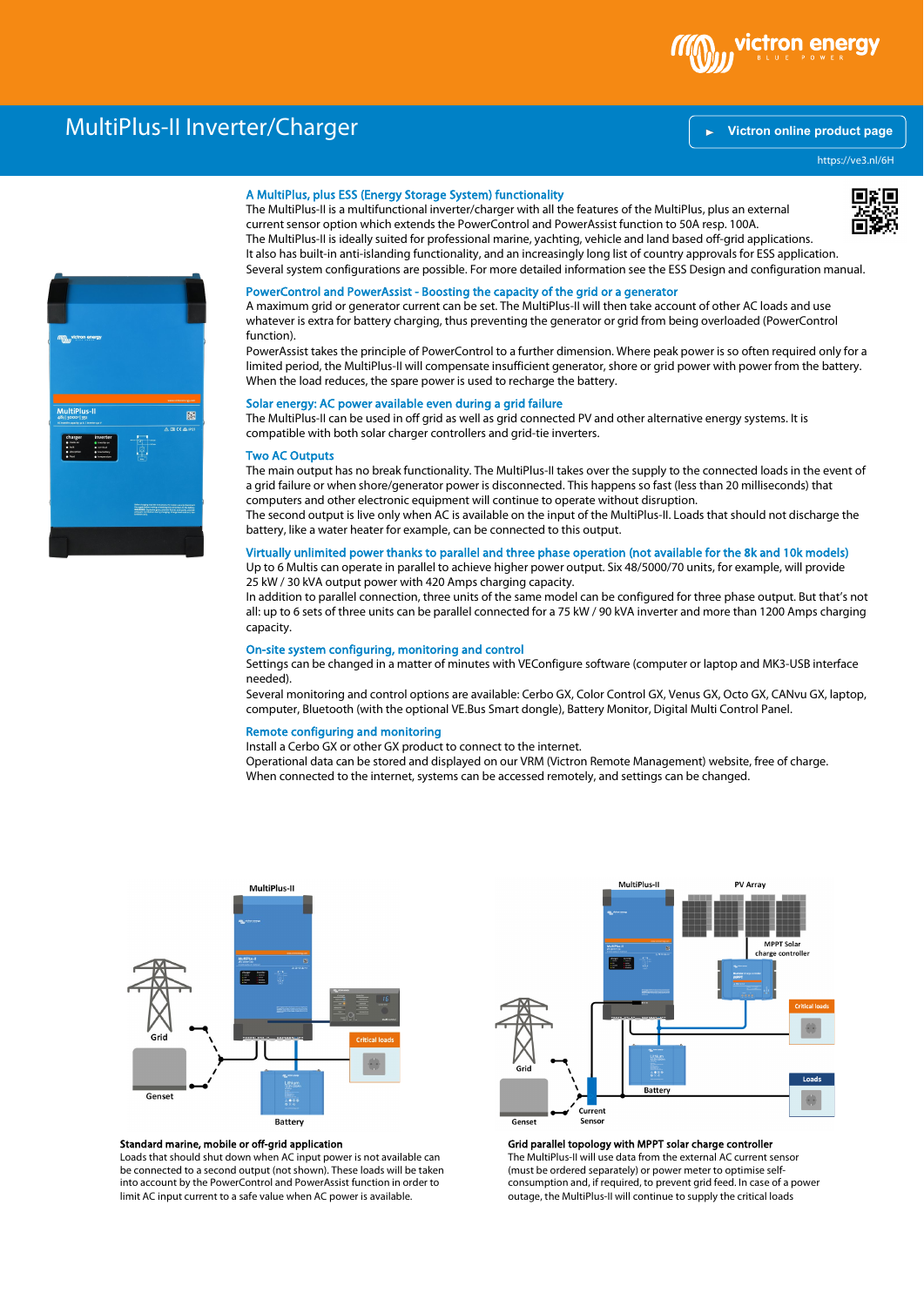# MultiPlus-II Inverter/Charger

Victron online product page

https://ve3.nl/6H

### A MultiPlus, plus ESS (Energy Storage System) functionality

The MultiPlus-II is a multifunctional inverter/charger with all the features of the MultiPlus, plus an external current sensor option which extends the PowerControl and PowerAssist function to 50A resp. 100A.
The MultiPlus-II is ideally suited for professional marine, yachting, vehicle and land based off-grid applications.
It also has built-in anti-islanding functionality, and an increasingly long list of country approvals for ESS application.
Several system configurations are possible. For more detailed information see the ESS Design and configuration manual.

### PowerControl and PowerAssist - Boosting the capacity of the grid or a generator

A maximum grid or generator current can be set. The MultiPlus-II will then take account of other AC loads and use whatever is extra for battery charging, thus preventing the generator or grid from being overloaded (PowerControl function).
PowerAssist takes the principle of PowerControl to a further dimension. Where peak power is so often required only for a limited period, the MultiPlus-II will compensate insufficient generator, shore or grid power with power from the battery.
When the load reduces, the spare power is used to recharge the battery.

### Solar energy: AC power available even during a grid failure

The MultiPlus-II can be used in off grid as well as grid connected PV and other alternative energy systems. It is compatible with both solar charger controllers and grid-tie inverters.

### Two AC Outputs

The main output has no break functionality. The MultiPlus-II takes over the supply to the connected loads in the event of a grid failure or when shore/generator power is disconnected. This happens so fast (less than 20 milliseconds) that computers and other electronic equipment will continue to operate without disruption.
The second output is live only when AC is available on the input of the MultiPlus-II. Loads that should not discharge the battery, like a water heater for example, can be connected to this output.

### Virtually unlimited power thanks to parallel and three phase operation (not available for the 8k and 10k models)

Up to 6 Multis can operate in parallel to achieve higher power output. Six 48/5000/70 units, for example, will provide 25 kW / 30 kVA output power with 420 Amps charging capacity.
In addition to parallel connection, three units of the same model can be configured for three phase output. But that's not all: up to 6 sets of three units can be parallel connected for a 75 kW / 90 kVA inverter and more than 1200 Amps charging capacity.

### On-site system configuring, monitoring and control

Settings can be changed in a matter of minutes with VEConfigure software (computer or laptop and MK3-USB interface needed).
Several monitoring and control options are available: Cerbo GX, Color Control GX, Venus GX, Octo GX, CANvu GX, laptop, computer, Bluetooth (with the optional VE.Bus Smart dongle), Battery Monitor, Digital Multi Control Panel.

### Remote configuring and monitoring

Install a Cerbo GX or other GX product to connect to the internet.
Operational data can be stored and displayed on our VRM (Victron Remote Management) website, free of charge.
When connected to the internet, systems can be accessed remotely, and settings can be changed.

**Standard marine, mobile or off-grid application**
Loads that should shut down when AC input power is not available can be connected to a second output (not shown). These loads will be taken into account by the PowerControl and PowerAssist function in order to limit AC input current to a safe value when AC power is available.

**Grid parallel topology with MPPT solar charge controller**
The MultiPlus-II will use data from the external AC current sensor (must be ordered separately) or power meter to optimise self-consumption and, if required, to prevent grid feed. In case of a power outage, the MultiPlus-II will continue to supply the critical loads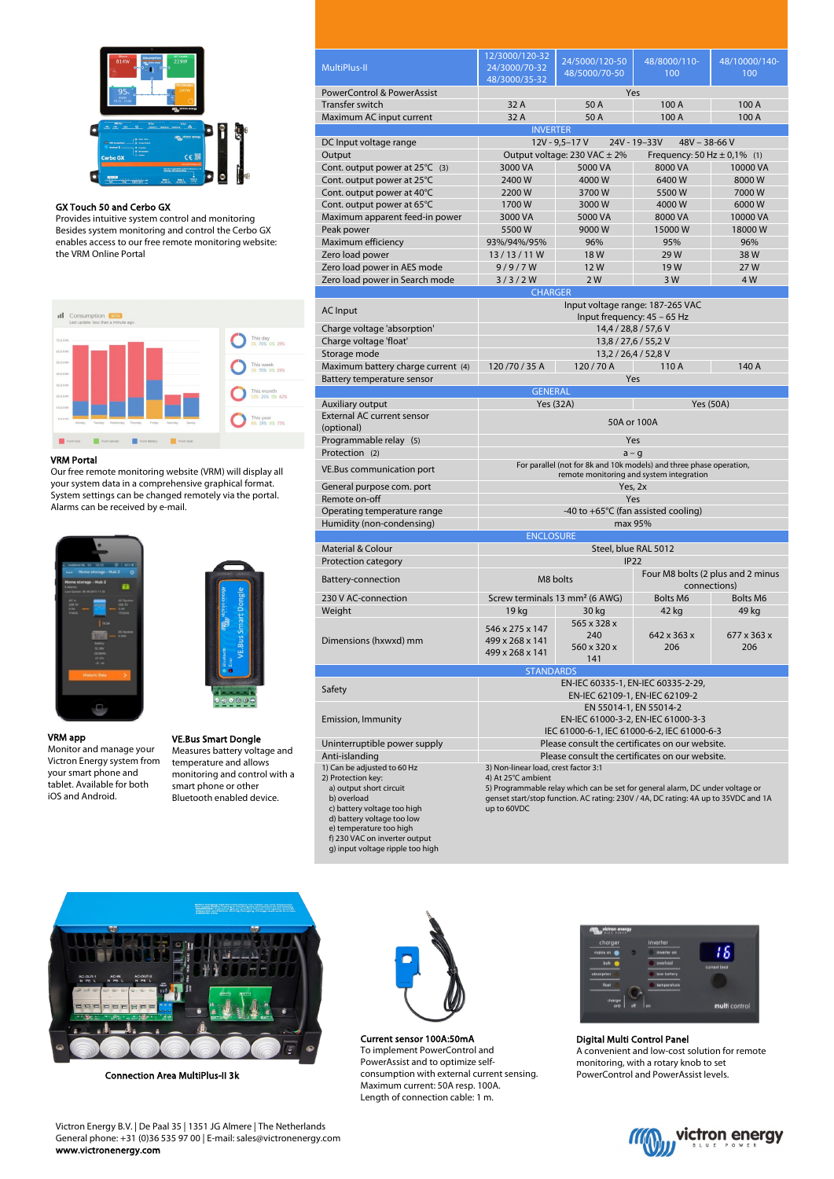### GX Touch 50 and Cerbo GX

Provides intuitive system control and monitoring
Besides system monitoring and control the Cerbo GX enables access to our free remote monitoring website: the VRM Online Portal

### VRM Portal

Our free remote monitoring website (VRM) will display all your system data in a comprehensive graphical format. System settings can be changed remotely via the portal. Alarms can be received by e-mail.

### VRM app

Monitor and manage your Victron Energy system from your smart phone and tablet. Available for both iOS and Android.

### VE.Bus Smart Dongle

Measures battery voltage and temperature and allows monitoring and control with a smart phone or other Bluetooth enabled device.

| MultiPlus-II | 12/3000/120-32 24/3000/70-32 48/3000/35-32 | 24/5000/120-50 48/5000/70-50 | 48/8000/110-100 | 48/10000/140-100 |
|---|---|---|---|---|
| PowerControl & PowerAssist | Yes | | | |
| Transfer switch | 32 A | 50 A | 100 A | 100 A |
| Maximum AC input current | 32 A | 50 A | 100 A | 100 A |
| **INVERTER** | | | | |
| DC Input voltage range | 12V - 9,5–17 V / 24V - 19–33V / 48V – 38-66 V | | | |
| Output | Output voltage: 230 VAC ± 2% / Frequency: 50 Hz ± 0,1% (1) | | | |
| Cont. output power at 25°C (3) | 3000 VA | 5000 VA | 8000 VA | 10000 VA |
| Cont. output power at 25°C | 2400 W | 4000 W | 6400 W | 8000 W |
| Cont. output power at 40°C | 2200 W | 3700 W | 5500 W | 7000 W |
| Cont. output power at 65°C | 1700 W | 3000 W | 4000 W | 6000 W |
| Maximum apparent feed-in power | 3000 VA | 5000 VA | 8000 VA | 10000 VA |
| Peak power | 5500 W | 9000 W | 15000 W | 18000 W |
| Maximum efficiency | 93%/94%/95% | 96% | 95% | 96% |
| Zero load power | 13 / 13 / 11 W | 18 W | 29 W | 38 W |
| Zero load power in AES mode | 9 / 9 / 7 W | 12 W | 19 W | 27 W |
| Zero load power in Search mode | 3 / 3 / 2 W | 2 W | 3 W | 4 W |
| **CHARGER** | | | | |
| AC Input | Input voltage range: 187-265 VAC Input frequency: 45 – 65 Hz | | | |
| Charge voltage 'absorption' | 14,4 / 28,8 / 57,6 V | | | |
| Charge voltage 'float' | 13,8 / 27,6 / 55,2 V | | | |
| Storage mode | 13,2 / 26,4 / 52,8 V | | | |
| Maximum battery charge current (4) | 120 /70 / 35 A | 120 / 70 A | 110 A | 140 A |
| Battery temperature sensor | Yes | | | |
| **GENERAL** | | | | |
| Auxiliary output | Yes (32A) | | Yes (50A) | |
| External AC current sensor (optional) | 50A or 100A | | | |
| Programmable relay (5) | Yes | | | |
| Protection (2) | a – g | | | |
| VE.Bus communication port | For parallel (not for 8k and 10k models) and three phase operation, remote monitoring and system integration | | | |
| General purpose com. port | Yes, 2x | | | |
| Remote on-off | Yes | | | |
| Operating temperature range | -40 to +65°C (fan assisted cooling) | | | |
| Humidity (non-condensing) | max 95% | | | |
| **ENCLOSURE** | | | | |
| Material & Colour | Steel, blue RAL 5012 | | | |
| Protection category | IP22 | | | |
| Battery-connection | M8 bolts | | Four M8 bolts (2 plus and 2 minus connections) | |
| 230 V AC-connection | Screw terminals 13 mm² (6 AWG) | | Bolts M6 | Bolts M6 |
| Weight | 19 kg | 30 kg | 42 kg | 49 kg |
| Dimensions (hxwxd) mm | 546 x 275 x 147 / 499 x 268 x 141 / 499 x 268 x 141 | 565 x 328 x 240 / 560 x 320 x 141 | 642 x 363 x 206 | 677 x 363 x 206 |
| **STANDARDS** | | | | |
| Safety | EN-IEC 60335-1, EN-IEC 60335-2-29, EN-IEC 62109-1, EN-IEC 62109-2 | | | |
| Emission, Immunity | EN 55014-1, EN 55014-2 EN-IEC 61000-3-2, EN-IEC 61000-3-3 IEC 61000-6-1, IEC 61000-6-2, IEC 61000-6-3 | | | |
| Uninterruptible power supply | Please consult the certificates on our website. | | | |
| Anti-islanding | Please consult the certificates on our website. | | | |

1) Can be adjusted to 60 Hz
2) Protection key:
   a) output short circuit
   b) overload
   c) battery voltage too high
   d) battery voltage too low
   e) temperature too high
   f) 230 VAC on inverter output
   g) input voltage ripple too high
3) Non-linear load, crest factor 3:1
4) At 25°C ambient
5) Programmable relay which can be set for general alarm, DC under voltage or genset start/stop function. AC rating: 230V / 4A, DC rating: 4A up to 35VDC and 1A up to 60VDC

**Connection Area MultiPlus-II 3k**

### Current sensor 100A:50mA

To implement PowerControl and PowerAssist and to optimize self-consumption with external current sensing. Maximum current: 50A resp. 100A. Length of connection cable: 1 m.

### Digital Multi Control Panel

A convenient and low-cost solution for remote monitoring, with a rotary knob to set PowerControl and PowerAssist levels.

Victron Energy B.V. | De Paal 35 | 1351 JG Almere | The Netherlands
General phone: +31 (0)36 535 97 00 | E-mail: sales@victronenergy.com
**www.victronenergy.com**